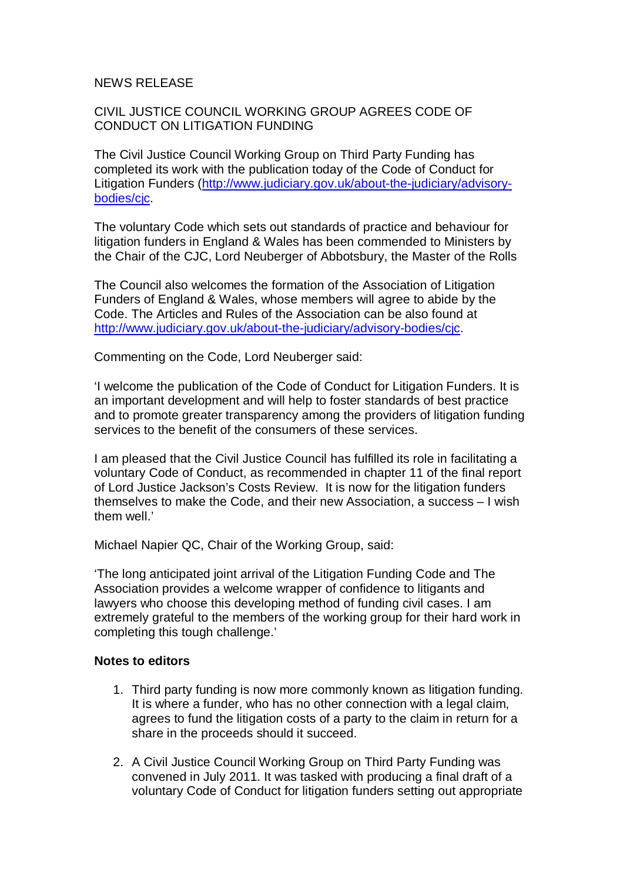NEWS RELEASE

CIVIL JUSTICE COUNCIL WORKING GROUP AGREES CODE OF CONDUCT ON LITIGATION FUNDING

The Civil Justice Council Working Group on Third Party Funding has completed its work with the publication today of the Code of Conduct for Litigation Funders ([http://www.judiciary.gov.uk/about-the-judiciary/advisory-bodies/cjc](http://www.judiciary.gov.uk/about-the-judiciary/advisory-bodies/cjc).

The voluntary Code which sets out standards of practice and behaviour for litigation funders in England & Wales has been commended to Ministers by the Chair of the CJC, Lord Neuberger of Abbotsbury, the Master of the Rolls

The Council also welcomes the formation of the Association of Litigation Funders of England & Wales, whose members will agree to abide by the Code. The Articles and Rules of the Association can be also found at [http://www.judiciary.gov.uk/about-the-judiciary/advisory-bodies/cjc](http://www.judiciary.gov.uk/about-the-judiciary/advisory-bodies/cjc).

Commenting on the Code, Lord Neuberger said:

'I welcome the publication of the Code of Conduct for Litigation Funders. It is an important development and will help to foster standards of best practice and to promote greater transparency among the providers of litigation funding services to the benefit of the consumers of these services.

I am pleased that the Civil Justice Council has fulfilled its role in facilitating a voluntary Code of Conduct, as recommended in chapter 11 of the final report of Lord Justice Jackson's Costs Review. It is now for the litigation funders themselves to make the Code, and their new Association, a success – I wish them well.'

Michael Napier QC, Chair of the Working Group, said:

'The long anticipated joint arrival of the Litigation Funding Code and The Association provides a welcome wrapper of confidence to litigants and lawyers who choose this developing method of funding civil cases. I am extremely grateful to the members of the working group for their hard work in completing this tough challenge.'

**Notes to editors**

1. Third party funding is now more commonly known as litigation funding. It is where a funder, who has no other connection with a legal claim, agrees to fund the litigation costs of a party to the claim in return for a share in the proceeds should it succeed.

2. A Civil Justice Council Working Group on Third Party Funding was convened in July 2011. It was tasked with producing a final draft of a voluntary Code of Conduct for litigation funders setting out appropriate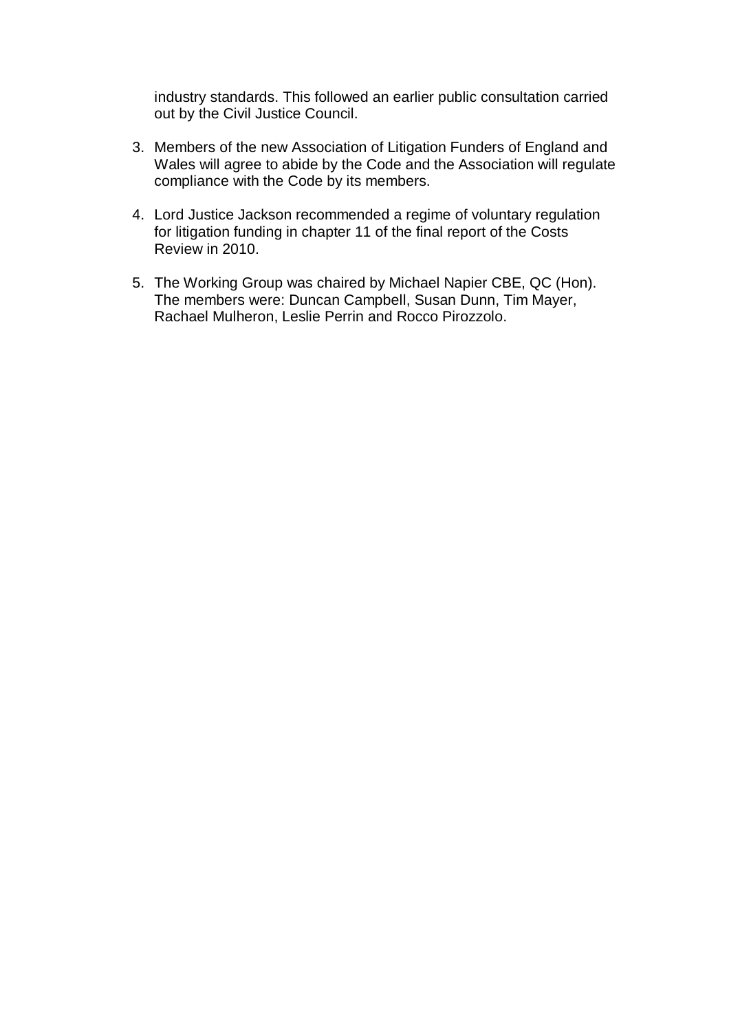industry standards. This followed an earlier public consultation carried out by the Civil Justice Council.

3. Members of the new Association of Litigation Funders of England and Wales will agree to abide by the Code and the Association will regulate compliance with the Code by its members.

4. Lord Justice Jackson recommended a regime of voluntary regulation for litigation funding in chapter 11 of the final report of the Costs Review in 2010.

5. The Working Group was chaired by Michael Napier CBE, QC (Hon). The members were: Duncan Campbell, Susan Dunn, Tim Mayer, Rachael Mulheron, Leslie Perrin and Rocco Pirozzolo.